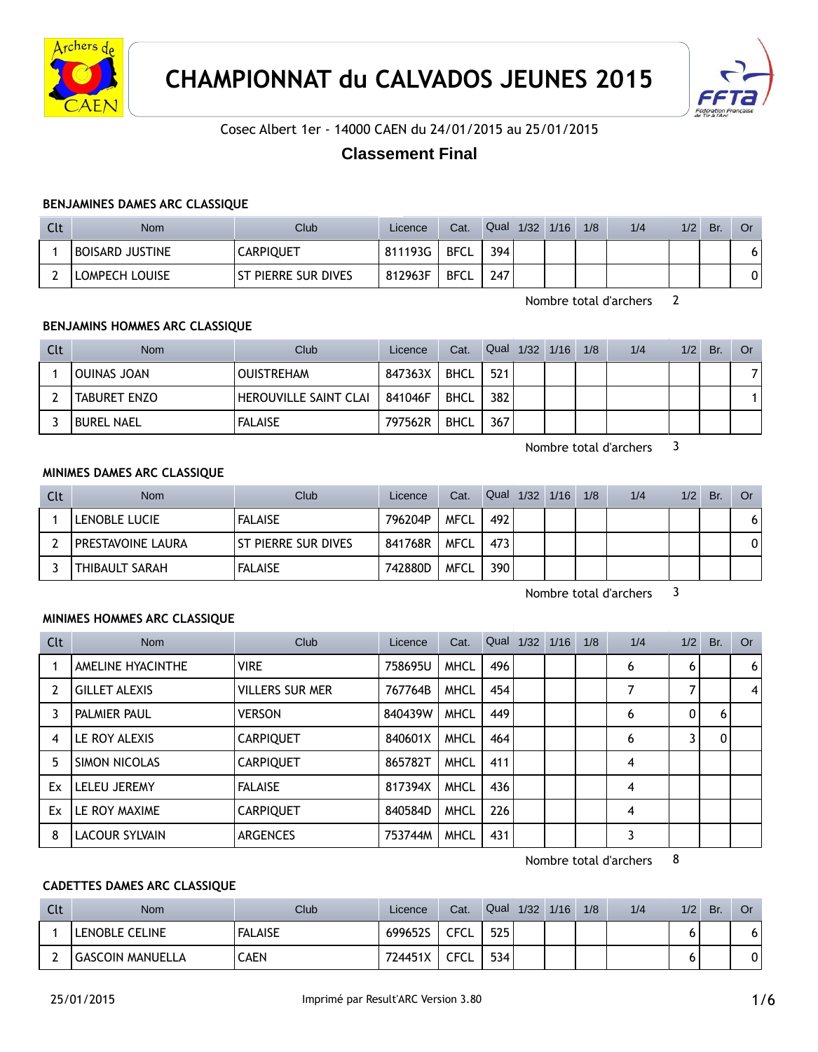# CHAMPIONNAT du CALVADOS JEUNES 2015

Cosec Albert 1er - 14000 CAEN du 24/01/2015 au 25/01/2015

## Classement Final

### BENJAMINES DAMES ARC CLASSIQUE

| Clt | Nom | Club | Licence | Cat. | Qual | 1/32 | 1/16 | 1/8 | 1/4 | 1/2 | Br. | Or |
|---|---|---|---|---|---|---|---|---|---|---|---|---|
| 1 | BOISARD JUSTINE | CARPIQUET | 811193G | BFCL | 394 | | | | | | | 6 |
| 2 | LOMPECH LOUISE | ST PIERRE SUR DIVES | 812963F | BFCL | 247 | | | | | | | 0 |

Nombre total d'archers 2

### BENJAMINS HOMMES ARC CLASSIQUE

| Clt | Nom | Club | Licence | Cat. | Qual | 1/32 | 1/16 | 1/8 | 1/4 | 1/2 | Br. | Or |
|---|---|---|---|---|---|---|---|---|---|---|---|---|
| 1 | OUINAS JOAN | OUISTREHAM | 847363X | BHCL | 521 | | | | | | | 7 |
| 2 | TABURET ENZO | HEROUVILLE SAINT CLAI | 841046F | BHCL | 382 | | | | | | | 1 |
| 3 | BUREL NAEL | FALAISE | 797562R | BHCL | 367 | | | | | | | |

Nombre total d'archers 3

### MINIMES DAMES ARC CLASSIQUE

| Clt | Nom | Club | Licence | Cat. | Qual | 1/32 | 1/16 | 1/8 | 1/4 | 1/2 | Br. | Or |
|---|---|---|---|---|---|---|---|---|---|---|---|---|
| 1 | LENOBLE LUCIE | FALAISE | 796204P | MFCL | 492 | | | | | | | 6 |
| 2 | PRESTAVOINE LAURA | ST PIERRE SUR DIVES | 841768R | MFCL | 473 | | | | | | | 0 |
| 3 | THIBAULT SARAH | FALAISE | 742880D | MFCL | 390 | | | | | | | |

Nombre total d'archers 3

### MINIMES HOMMES ARC CLASSIQUE

| Clt | Nom | Club | Licence | Cat. | Qual | 1/32 | 1/16 | 1/8 | 1/4 | 1/2 | Br. | Or |
|---|---|---|---|---|---|---|---|---|---|---|---|---|
| 1 | AMELINE HYACINTHE | VIRE | 758695U | MHCL | 496 | | | | 6 | 6 | | 6 |
| 2 | GILLET ALEXIS | VILLERS SUR MER | 767764B | MHCL | 454 | | | | 7 | 7 | | 4 |
| 3 | PALMIER PAUL | VERSON | 840439W | MHCL | 449 | | | | 6 | 0 | 6 | |
| 4 | LE ROY ALEXIS | CARPIQUET | 840601X | MHCL | 464 | | | | 6 | 3 | 0 | |
| 5 | SIMON NICOLAS | CARPIQUET | 865782T | MHCL | 411 | | | | 4 | | | |
| Ex | LELEU JEREMY | FALAISE | 817394X | MHCL | 436 | | | | 4 | | | |
| Ex | LE ROY MAXIME | CARPIQUET | 840584D | MHCL | 226 | | | | 4 | | | |
| 8 | LACOUR SYLVAIN | ARGENCES | 753744M | MHCL | 431 | | | | 3 | | | |

Nombre total d'archers 8

### CADETTES DAMES ARC CLASSIQUE

| Clt | Nom | Club | Licence | Cat. | Qual | 1/32 | 1/16 | 1/8 | 1/4 | 1/2 | Br. | Or |
|---|---|---|---|---|---|---|---|---|---|---|---|---|
| 1 | LENOBLE CELINE | FALAISE | 699652S | CFCL | 525 | | | | | 6 | | 6 |
| 2 | GASCOIN MANUELLA | CAEN | 724451X | CFCL | 534 | | | | | 6 | | 0 |

25/01/2015 Imprimé par Result'ARC Version 3.80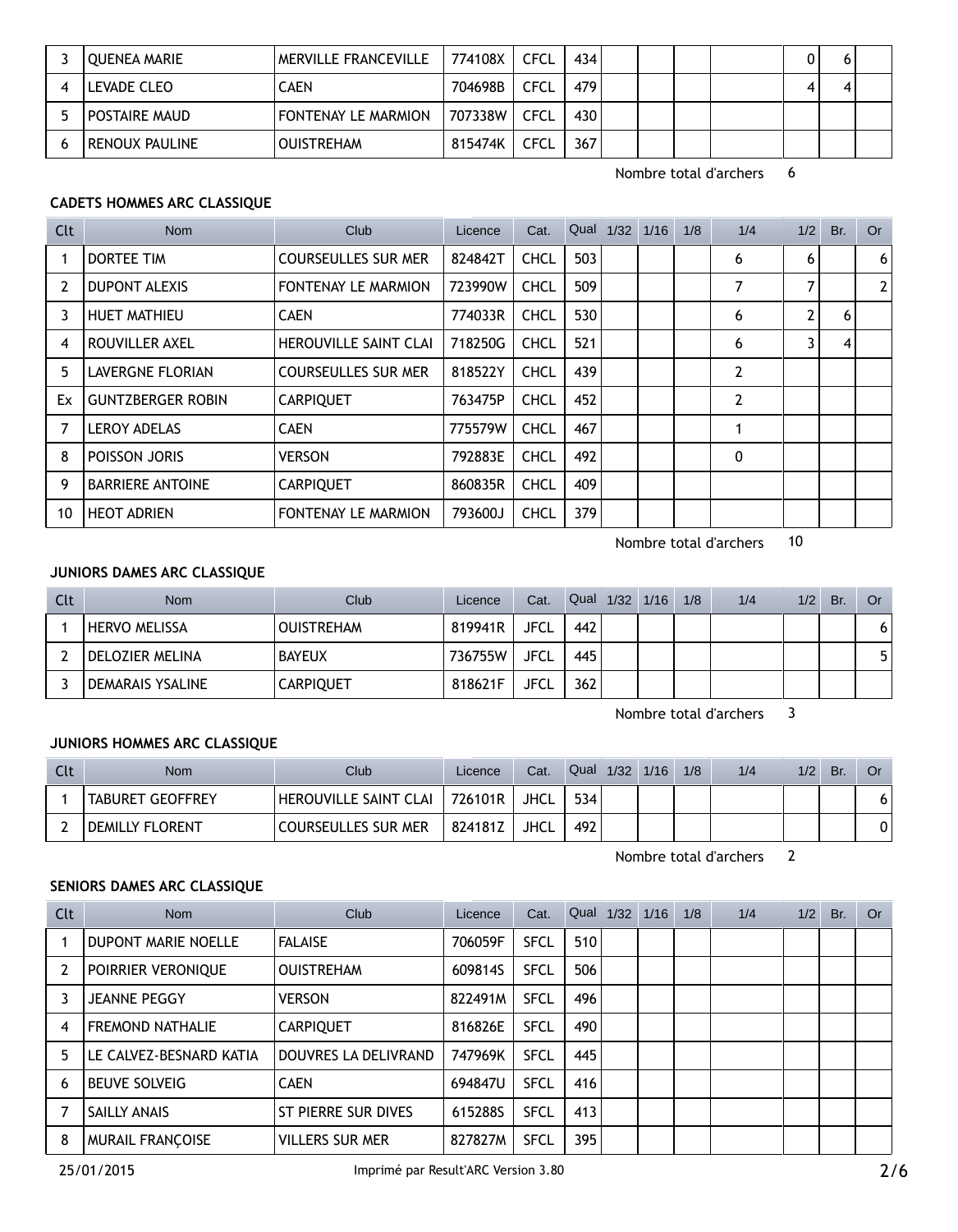| Clt | Nom | Club | Licence | Cat. | Qual | 1/32 | 1/16 | 1/8 | 1/4 | 1/2 | Br. | Or |
|---|---|---|---|---|---|---|---|---|---|---|---|---|
| 3 | QUENEA MARIE | MERVILLE FRANCEVILLE | 774108X | CFCL | 434 | | | | | 0 | 6 | |
| 4 | LEVADE CLEO | CAEN | 704698B | CFCL | 479 | | | | | 4 | 4 | |
| 5 | POSTAIRE MAUD | FONTENAY LE MARMION | 707338W | CFCL | 430 | | | | | | | |
| 6 | RENOUX PAULINE | OUISTREHAM | 815474K | CFCL | 367 | | | | | | | |

Nombre total d'archers 6

### CADETS HOMMES ARC CLASSIQUE

| Clt | Nom | Club | Licence | Cat. | Qual | 1/32 | 1/16 | 1/8 | 1/4 | 1/2 | Br. | Or |
|---|---|---|---|---|---|---|---|---|---|---|---|---|
| 1 | DORTEE TIM | COURSEULLES SUR MER | 824842T | CHCL | 503 | | | | 6 | 6 | | 6 |
| 2 | DUPONT ALEXIS | FONTENAY LE MARMION | 723990W | CHCL | 509 | | | | 7 | 7 | | 2 |
| 3 | HUET MATHIEU | CAEN | 774033R | CHCL | 530 | | | | 6 | 2 | 6 | |
| 4 | ROUVILLER AXEL | HEROUVILLE SAINT CLAI | 718250G | CHCL | 521 | | | | 6 | 3 | 4 | |
| 5 | LAVERGNE FLORIAN | COURSEULLES SUR MER | 818522Y | CHCL | 439 | | | | 2 | | | |
| Ex | GUNTZBERGER ROBIN | CARPIQUET | 763475P | CHCL | 452 | | | | 2 | | | |
| 7 | LEROY ADELAS | CAEN | 775579W | CHCL | 467 | | | | 1 | | | |
| 8 | POISSON JORIS | VERSON | 792883E | CHCL | 492 | | | | 0 | | | |
| 9 | BARRIERE ANTOINE | CARPIQUET | 860835R | CHCL | 409 | | | | | | | |
| 10 | HEOT ADRIEN | FONTENAY LE MARMION | 793600J | CHCL | 379 | | | | | | | |

Nombre total d'archers 10

### JUNIORS DAMES ARC CLASSIQUE

| Clt | Nom | Club | Licence | Cat. | Qual | 1/32 | 1/16 | 1/8 | 1/4 | 1/2 | Br. | Or |
|---|---|---|---|---|---|---|---|---|---|---|---|---|
| 1 | HERVO MELISSA | OUISTREHAM | 819941R | JFCL | 442 | | | | | | | 6 |
| 2 | DELOZIER MELINA | BAYEUX | 736755W | JFCL | 445 | | | | | | | 5 |
| 3 | DEMARAIS YSALINE | CARPIQUET | 818621F | JFCL | 362 | | | | | | | |

Nombre total d'archers 3

### JUNIORS HOMMES ARC CLASSIQUE

| Clt | Nom | Club | Licence | Cat. | Qual | 1/32 | 1/16 | 1/8 | 1/4 | 1/2 | Br. | Or |
|---|---|---|---|---|---|---|---|---|---|---|---|---|
| 1 | TABURET GEOFFREY | HEROUVILLE SAINT CLAI | 726101R | JHCL | 534 | | | | | | | 6 |
| 2 | DEMILLY FLORENT | COURSEULLES SUR MER | 824181Z | JHCL | 492 | | | | | | | 0 |

Nombre total d'archers 2

### SENIORS DAMES ARC CLASSIQUE

| Clt | Nom | Club | Licence | Cat. | Qual | 1/32 | 1/16 | 1/8 | 1/4 | 1/2 | Br. | Or |
|---|---|---|---|---|---|---|---|---|---|---|---|---|
| 1 | DUPONT MARIE NOELLE | FALAISE | 706059F | SFCL | 510 | | | | | | | |
| 2 | POIRRIER VERONIQUE | OUISTREHAM | 609814S | SFCL | 506 | | | | | | | |
| 3 | JEANNE PEGGY | VERSON | 822491M | SFCL | 496 | | | | | | | |
| 4 | FREMOND NATHALIE | CARPIQUET | 816826E | SFCL | 490 | | | | | | | |
| 5 | LE CALVEZ-BESNARD KATIA | DOUVRES LA DELIVRAND | 747969K | SFCL | 445 | | | | | | | |
| 6 | BEUVE SOLVEIG | CAEN | 694847U | SFCL | 416 | | | | | | | |
| 7 | SAILLY ANAIS | ST PIERRE SUR DIVES | 615288S | SFCL | 413 | | | | | | | |
| 8 | MURAIL FRANÇOISE | VILLERS SUR MER | 827827M | SFCL | 395 | | | | | | | |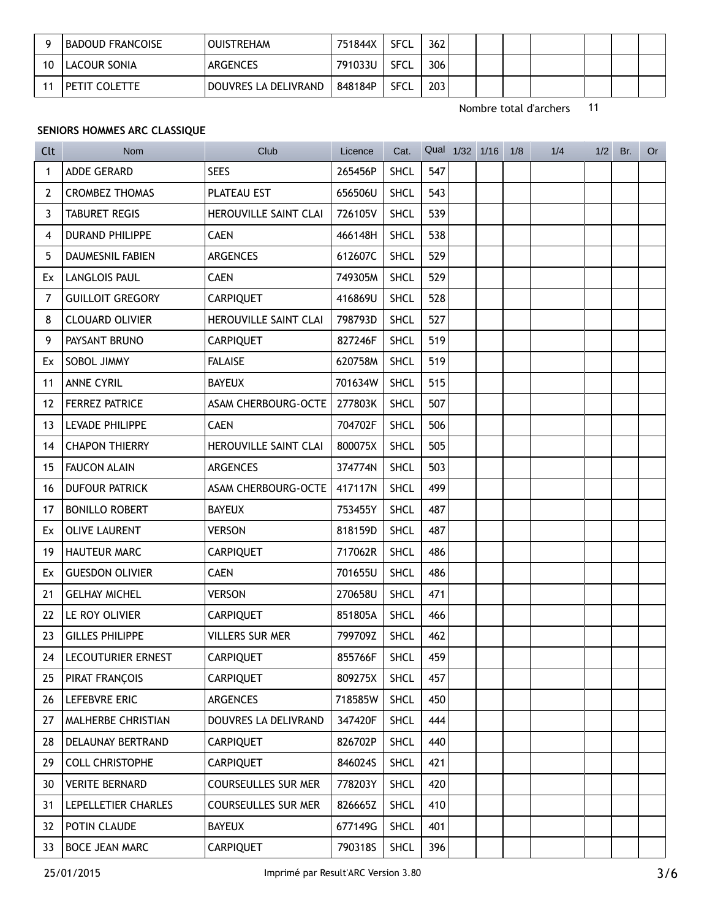| | | | | | | | | | | | | |
|---|---|---|---|---|---|---|---|---|---|---|---|---|
| 9 | BADOUD FRANCOISE | OUISTREHAM | 751844X | SFCL | 362 | | | | | | | |
| 10 | LACOUR SONIA | ARGENCES | 791033U | SFCL | 306 | | | | | | | |
| 11 | PETIT COLETTE | DOUVRES LA DELIVRAND | 848184P | SFCL | 203 | | | | | | | |

Nombre total d'archers 11

**SENIORS HOMMES ARC CLASSIQUE**

| Clt | Nom | Club | Licence | Cat. | Qual | 1/32 | 1/16 | 1/8 | 1/4 | 1/2 | Br. | Or |
|---|---|---|---|---|---|---|---|---|---|---|---|---|
| 1 | ADDE GERARD | SEES | 265456P | SHCL | 547 | | | | | | | |
| 2 | CROMBEZ THOMAS | PLATEAU EST | 656506U | SHCL | 543 | | | | | | | |
| 3 | TABURET REGIS | HEROUVILLE SAINT CLAI | 726105V | SHCL | 539 | | | | | | | |
| 4 | DURAND PHILIPPE | CAEN | 466148H | SHCL | 538 | | | | | | | |
| 5 | DAUMESNIL FABIEN | ARGENCES | 612607C | SHCL | 529 | | | | | | | |
| Ex | LANGLOIS PAUL | CAEN | 749305M | SHCL | 529 | | | | | | | |
| 7 | GUILLOIT GREGORY | CARPIQUET | 416869U | SHCL | 528 | | | | | | | |
| 8 | CLOUARD OLIVIER | HEROUVILLE SAINT CLAI | 798793D | SHCL | 527 | | | | | | | |
| 9 | PAYSANT BRUNO | CARPIQUET | 827246F | SHCL | 519 | | | | | | | |
| Ex | SOBOL JIMMY | FALAISE | 620758M | SHCL | 519 | | | | | | | |
| 11 | ANNE CYRIL | BAYEUX | 701634W | SHCL | 515 | | | | | | | |
| 12 | FERREZ PATRICE | ASAM CHERBOURG-OCTE | 277803K | SHCL | 507 | | | | | | | |
| 13 | LEVADE PHILIPPE | CAEN | 704702F | SHCL | 506 | | | | | | | |
| 14 | CHAPON THIERRY | HEROUVILLE SAINT CLAI | 800075X | SHCL | 505 | | | | | | | |
| 15 | FAUCON ALAIN | ARGENCES | 374774N | SHCL | 503 | | | | | | | |
| 16 | DUFOUR PATRICK | ASAM CHERBOURG-OCTE | 417117N | SHCL | 499 | | | | | | | |
| 17 | BONILLO ROBERT | BAYEUX | 753455Y | SHCL | 487 | | | | | | | |
| Ex | OLIVE LAURENT | VERSON | 818159D | SHCL | 487 | | | | | | | |
| 19 | HAUTEUR MARC | CARPIQUET | 717062R | SHCL | 486 | | | | | | | |
| Ex | GUESDON OLIVIER | CAEN | 701655U | SHCL | 486 | | | | | | | |
| 21 | GELHAY MICHEL | VERSON | 270658U | SHCL | 471 | | | | | | | |
| 22 | LE ROY OLIVIER | CARPIQUET | 851805A | SHCL | 466 | | | | | | | |
| 23 | GILLES PHILIPPE | VILLERS SUR MER | 799709Z | SHCL | 462 | | | | | | | |
| 24 | LECOUTURIER ERNEST | CARPIQUET | 855766F | SHCL | 459 | | | | | | | |
| 25 | PIRAT FRANÇOIS | CARPIQUET | 809275X | SHCL | 457 | | | | | | | |
| 26 | LEFEBVRE ERIC | ARGENCES | 718585W | SHCL | 450 | | | | | | | |
| 27 | MALHERBE CHRISTIAN | DOUVRES LA DELIVRAND | 347420F | SHCL | 444 | | | | | | | |
| 28 | DELAUNAY BERTRAND | CARPIQUET | 826702P | SHCL | 440 | | | | | | | |
| 29 | COLL CHRISTOPHE | CARPIQUET | 846024S | SHCL | 421 | | | | | | | |
| 30 | VERITE BERNARD | COURSEULLES SUR MER | 778203Y | SHCL | 420 | | | | | | | |
| 31 | LEPELLETIER CHARLES | COURSEULLES SUR MER | 826665Z | SHCL | 410 | | | | | | | |
| 32 | POTIN CLAUDE | BAYEUX | 677149G | SHCL | 401 | | | | | | | |
| 33 | BOCE JEAN MARC | CARPIQUET | 790318S | SHCL | 396 | | | | | | | |

25/01/2015 Imprimé par Result'ARC Version 3.80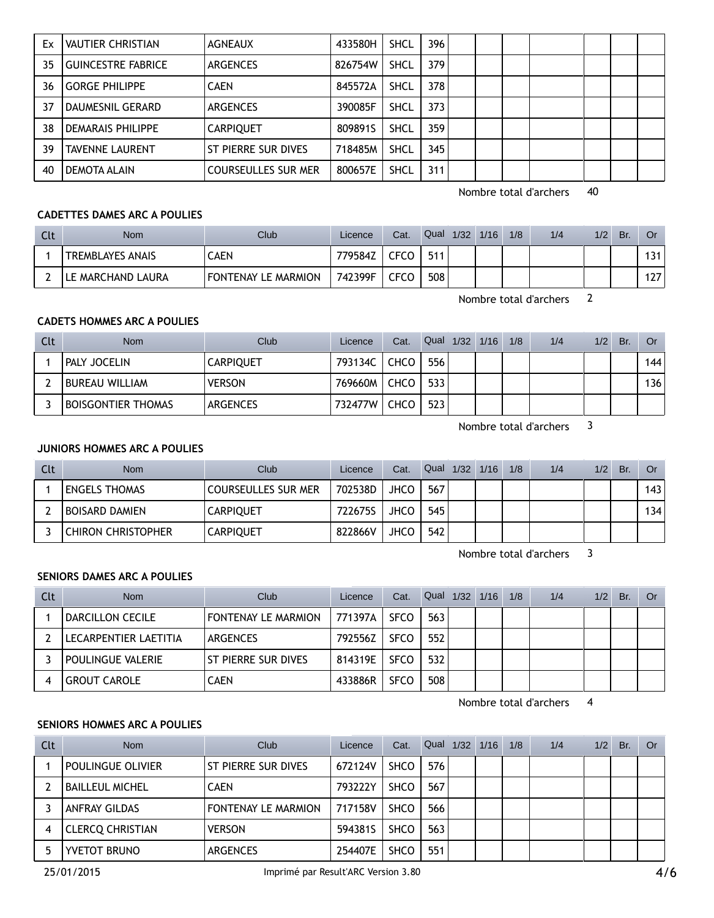| Ex | VAUTIER CHRISTIAN | AGNEAUX | 433580H | SHCL | 396 | | | | | | | |
|---|---|---|---|---|---|---|---|---|---|---|---|---|
| 35 | GUINCESTRE FABRICE | ARGENCES | 826754W | SHCL | 379 | | | | | | | |
| 36 | GORGE PHILIPPE | CAEN | 845572A | SHCL | 378 | | | | | | | |
| 37 | DAUMESNIL GERARD | ARGENCES | 390085F | SHCL | 373 | | | | | | | |
| 38 | DEMARAIS PHILIPPE | CARPIQUET | 809891S | SHCL | 359 | | | | | | | |
| 39 | TAVENNE LAURENT | ST PIERRE SUR DIVES | 718485M | SHCL | 345 | | | | | | | |
| 40 | DEMOTA ALAIN | COURSEULLES SUR MER | 800657E | SHCL | 311 | | | | | | | |

Nombre total d'archers 40

**CADETTES DAMES ARC A POULIES**

| Clt | Nom | Club | Licence | Cat. | Qual | 1/32 | 1/16 | 1/8 | 1/4 | 1/2 | Br. | Or |
|---|---|---|---|---|---|---|---|---|---|---|---|---|
| 1 | TREMBLAYES ANAIS | CAEN | 779584Z | CFCO | 511 | | | | | | | 131 |
| 2 | LE MARCHAND LAURA | FONTENAY LE MARMION | 742399F | CFCO | 508 | | | | | | | 127 |

Nombre total d'archers 2

**CADETS HOMMES ARC A POULIES**

| Clt | Nom | Club | Licence | Cat. | Qual | 1/32 | 1/16 | 1/8 | 1/4 | 1/2 | Br. | Or |
|---|---|---|---|---|---|---|---|---|---|---|---|---|
| 1 | PALY JOCELIN | CARPIQUET | 793134C | CHCO | 556 | | | | | | | 144 |
| 2 | BUREAU WILLIAM | VERSON | 769660M | CHCO | 533 | | | | | | | 136 |
| 3 | BOISGONTIER THOMAS | ARGENCES | 732477W | CHCO | 523 | | | | | | | |

Nombre total d'archers 3

**JUNIORS HOMMES ARC A POULIES**

| Clt | Nom | Club | Licence | Cat. | Qual | 1/32 | 1/16 | 1/8 | 1/4 | 1/2 | Br. | Or |
|---|---|---|---|---|---|---|---|---|---|---|---|---|
| 1 | ENGELS THOMAS | COURSEULLES SUR MER | 702538D | JHCO | 567 | | | | | | | 143 |
| 2 | BOISARD DAMIEN | CARPIQUET | 722675S | JHCO | 545 | | | | | | | 134 |
| 3 | CHIRON CHRISTOPHER | CARPIQUET | 822866V | JHCO | 542 | | | | | | | |

Nombre total d'archers 3

**SENIORS DAMES ARC A POULIES**

| Clt | Nom | Club | Licence | Cat. | Qual | 1/32 | 1/16 | 1/8 | 1/4 | 1/2 | Br. | Or |
|---|---|---|---|---|---|---|---|---|---|---|---|---|
| 1 | DARCILLON CECILE | FONTENAY LE MARMION | 771397A | SFCO | 563 | | | | | | | |
| 2 | LECARPENTIER LAETITIA | ARGENCES | 792556Z | SFCO | 552 | | | | | | | |
| 3 | POULINGUE VALERIE | ST PIERRE SUR DIVES | 814319E | SFCO | 532 | | | | | | | |
| 4 | GROUT CAROLE | CAEN | 433886R | SFCO | 508 | | | | | | | |

Nombre total d'archers 4

**SENIORS HOMMES ARC A POULIES**

| Clt | Nom | Club | Licence | Cat. | Qual | 1/32 | 1/16 | 1/8 | 1/4 | 1/2 | Br. | Or |
|---|---|---|---|---|---|---|---|---|---|---|---|---|
| 1 | POULINGUE OLIVIER | ST PIERRE SUR DIVES | 672124V | SHCO | 576 | | | | | | | |
| 2 | BAILLEUL MICHEL | CAEN | 793222Y | SHCO | 567 | | | | | | | |
| 3 | ANFRAY GILDAS | FONTENAY LE MARMION | 717158V | SHCO | 566 | | | | | | | |
| 4 | CLERCQ CHRISTIAN | VERSON | 594381S | SHCO | 563 | | | | | | | |
| 5 | YVETOT BRUNO | ARGENCES | 254407E | SHCO | 551 | | | | | | | |

25/01/2015 Imprimé par Result'ARC Version 3.80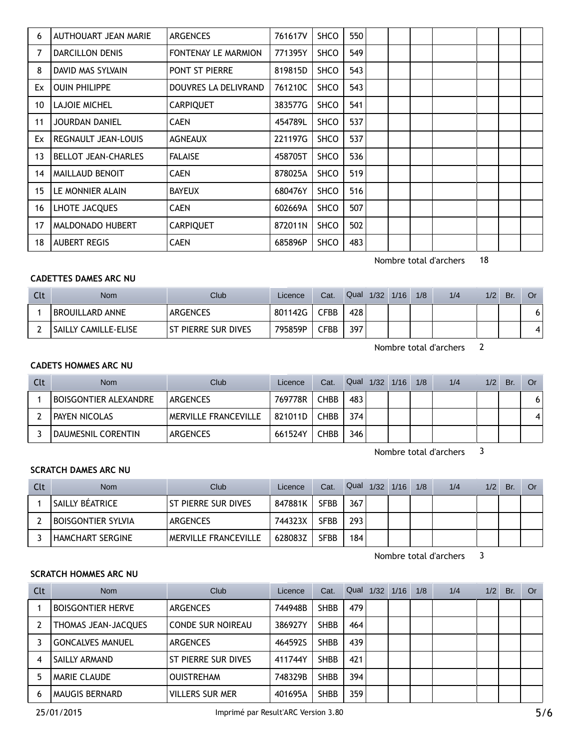| Clt | Nom | Club | Licence | Cat. | Qual | 1/32 | 1/16 | 1/8 | 1/4 | 1/2 | Br. | Or |
|---|---|---|---|---|---|---|---|---|---|---|---|---|
| 6 | AUTHOUART JEAN MARIE | ARGENCES | 761617V | SHCO | 550 | | | | | | | |
| 7 | DARCILLON DENIS | FONTENAY LE MARMION | 771395Y | SHCO | 549 | | | | | | | |
| 8 | DAVID MAS SYLVAIN | PONT ST PIERRE | 819815D | SHCO | 543 | | | | | | | |
| Ex | OUIN PHILIPPE | DOUVRES LA DELIVRAND | 761210C | SHCO | 543 | | | | | | | |
| 10 | LAJOIE MICHEL | CARPIQUET | 383577G | SHCO | 541 | | | | | | | |
| 11 | JOURDAN DANIEL | CAEN | 454789L | SHCO | 537 | | | | | | | |
| Ex | REGNAULT JEAN-LOUIS | AGNEAUX | 221197G | SHCO | 537 | | | | | | | |
| 13 | BELLOT JEAN-CHARLES | FALAISE | 458705T | SHCO | 536 | | | | | | | |
| 14 | MAILLAUD BENOIT | CAEN | 878025A | SHCO | 519 | | | | | | | |
| 15 | LE MONNIER ALAIN | BAYEUX | 680476Y | SHCO | 516 | | | | | | | |
| 16 | LHOTE JACQUES | CAEN | 602669A | SHCO | 507 | | | | | | | |
| 17 | MALDONADO HUBERT | CARPIQUET | 872011N | SHCO | 502 | | | | | | | |
| 18 | AUBERT REGIS | CAEN | 685896P | SHCO | 483 | | | | | | | |

Nombre total d'archers 18

### CADETTES DAMES ARC NU

| Clt | Nom | Club | Licence | Cat. | Qual | 1/32 | 1/16 | 1/8 | 1/4 | 1/2 | Br. | Or |
|---|---|---|---|---|---|---|---|---|---|---|---|---|
| 1 | BROUILLARD ANNE | ARGENCES | 801142G | CFBB | 428 | | | | | | | 6 |
| 2 | SAILLY CAMILLE-ELISE | ST PIERRE SUR DIVES | 795859P | CFBB | 397 | | | | | | | 4 |

Nombre total d'archers 2

### CADETS HOMMES ARC NU

| Clt | Nom | Club | Licence | Cat. | Qual | 1/32 | 1/16 | 1/8 | 1/4 | 1/2 | Br. | Or |
|---|---|---|---|---|---|---|---|---|---|---|---|---|
| 1 | BOISGONTIER ALEXANDRE | ARGENCES | 769778R | CHBB | 483 | | | | | | | 6 |
| 2 | PAYEN NICOLAS | MERVILLE FRANCEVILLE | 821011D | CHBB | 374 | | | | | | | 4 |
| 3 | DAUMESNIL CORENTIN | ARGENCES | 661524Y | CHBB | 346 | | | | | | | |

Nombre total d'archers 3

### SCRATCH DAMES ARC NU

| Clt | Nom | Club | Licence | Cat. | Qual | 1/32 | 1/16 | 1/8 | 1/4 | 1/2 | Br. | Or |
|---|---|---|---|---|---|---|---|---|---|---|---|---|
| 1 | SAILLY BÉATRICE | ST PIERRE SUR DIVES | 847881K | SFBB | 367 | | | | | | | |
| 2 | BOISGONTIER SYLVIA | ARGENCES | 744323X | SFBB | 293 | | | | | | | |
| 3 | HAMCHART SERGINE | MERVILLE FRANCEVILLE | 628083Z | SFBB | 184 | | | | | | | |

Nombre total d'archers 3

### SCRATCH HOMMES ARC NU

| Clt | Nom | Club | Licence | Cat. | Qual | 1/32 | 1/16 | 1/8 | 1/4 | 1/2 | Br. | Or |
|---|---|---|---|---|---|---|---|---|---|---|---|---|
| 1 | BOISGONTIER HERVE | ARGENCES | 744948B | SHBB | 479 | | | | | | | |
| 2 | THOMAS JEAN-JACQUES | CONDE SUR NOIREAU | 386927Y | SHBB | 464 | | | | | | | |
| 3 | GONCALVES MANUEL | ARGENCES | 464592S | SHBB | 439 | | | | | | | |
| 4 | SAILLY ARMAND | ST PIERRE SUR DIVES | 411744Y | SHBB | 421 | | | | | | | |
| 5 | MARIE CLAUDE | OUISTREHAM | 748329B | SHBB | 394 | | | | | | | |
| 6 | MAUGIS BERNARD | VILLERS SUR MER | 401695A | SHBB | 359 | | | | | | | |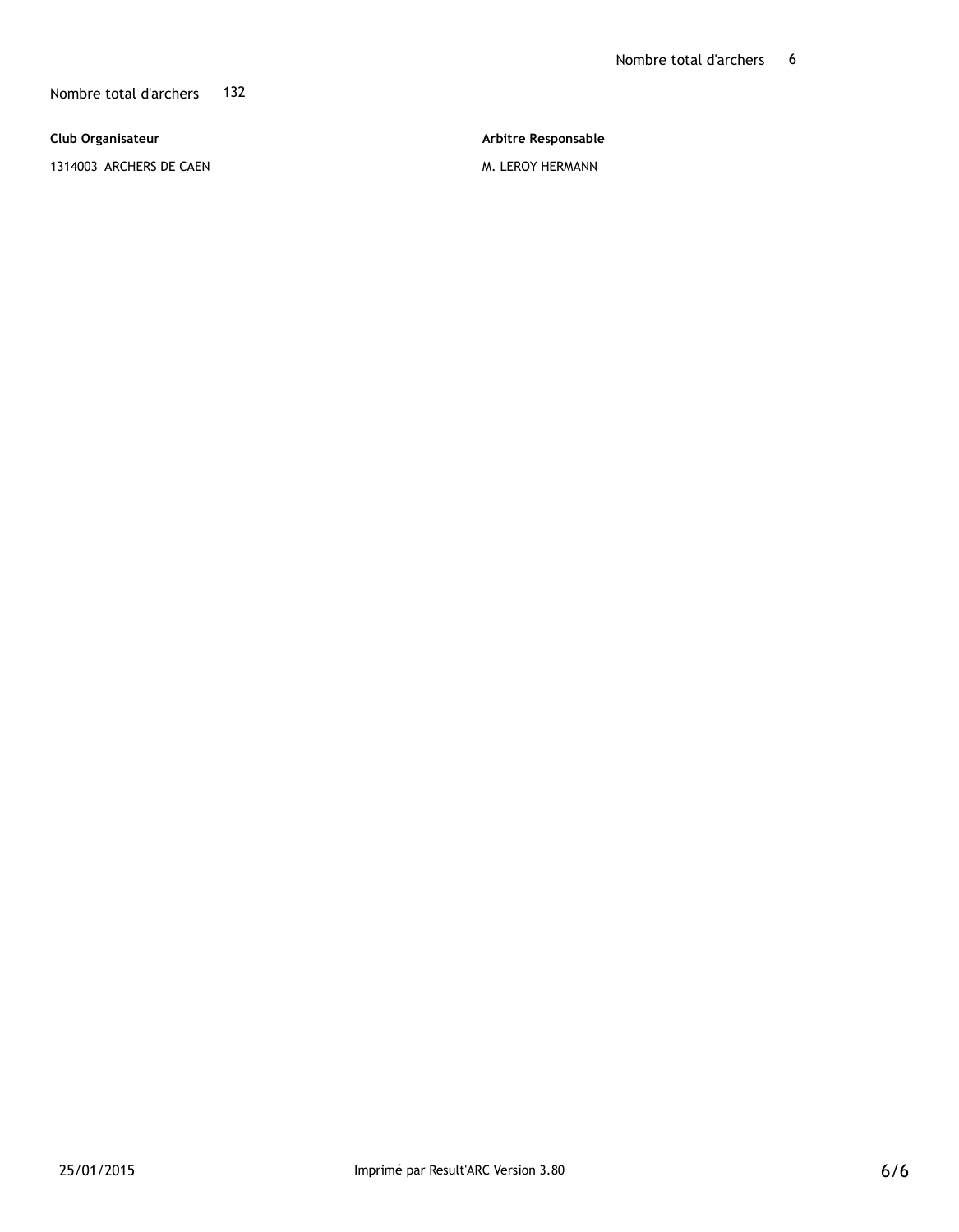Nombre total d'archers 6

Nombre total d'archers 132

**Club Organisateur**

1314003 ARCHERS DE CAEN

**Arbitre Responsable**

M. LEROY HERMANN

25/01/2015

Imprimé par Result'ARC Version 3.80